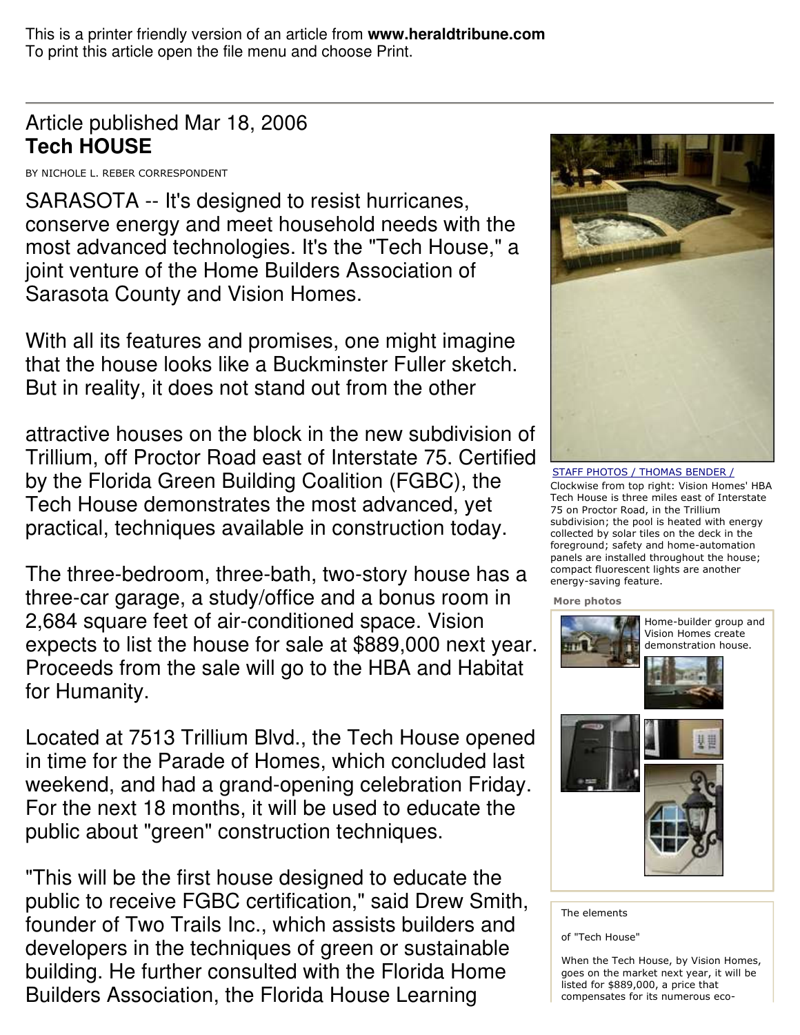This is a printer friendly version of an article from **www.heraldtribune.com**
To print this article open the file menu and choose Print.

---

Article published Mar 18, 2006

# Tech HOUSE

BY NICHOLE L. REBER CORRESPONDENT

SARASOTA -- It's designed to resist hurricanes, conserve energy and meet household needs with the most advanced technologies. It's the "Tech House," a joint venture of the Home Builders Association of Sarasota County and Vision Homes.

With all its features and promises, one might imagine that the house looks like a Buckminster Fuller sketch. But in reality, it does not stand out from the other attractive houses on the block in the new subdivision of Trillium, off Proctor Road east of Interstate 75. Certified by the Florida Green Building Coalition (FGBC), the Tech House demonstrates the most advanced, yet practical, techniques available in construction today.

The three-bedroom, three-bath, two-story house has a three-car garage, a study/office and a bonus room in 2,684 square feet of air-conditioned space. Vision expects to list the house for sale at $889,000 next year. Proceeds from the sale will go to the HBA and Habitat for Humanity.

Located at 7513 Trillium Blvd., the Tech House opened in time for the Parade of Homes, which concluded last weekend, and had a grand-opening celebration Friday. For the next 18 months, it will be used to educate the public about "green" construction techniques.

"This will be the first house designed to educate the public to receive FGBC certification," said Drew Smith, founder of Two Trails Inc., which assists builders and developers in the techniques of green or sustainable building. He further consulted with the Florida Home Builders Association, the Florida House Learning

STAFF PHOTOS / THOMAS BENDER /

Clockwise from top right: Vision Homes' HBA Tech House is three miles east of Interstate 75 on Proctor Road, in the Trillium subdivision; the pool is heated with energy collected by solar tiles on the deck in the foreground; safety and home-automation panels are installed throughout the house; compact fluorescent lights are another energy-saving feature.

**More photos**

Home-builder group and Vision Homes create demonstration house.

The elements

of "Tech House"

When the Tech House, by Vision Homes, goes on the market next year, it will be listed for $889,000, a price that compensates for its numerous eco-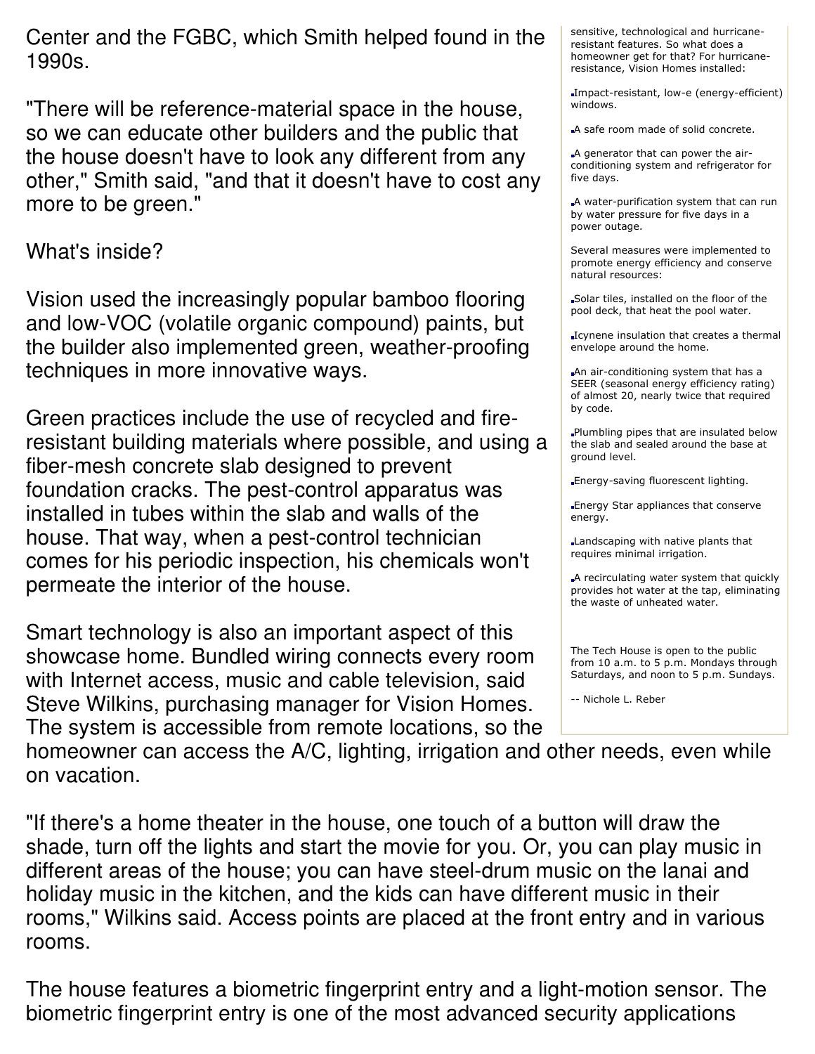Center and the FGBC, which Smith helped found in the 1990s.

"There will be reference-material space in the house, so we can educate other builders and the public that the house doesn't have to look any different from any other," Smith said, "and that it doesn't have to cost any more to be green."

What's inside?

Vision used the increasingly popular bamboo flooring and low-VOC (volatile organic compound) paints, but the builder also implemented green, weather-proofing techniques in more innovative ways.

Green practices include the use of recycled and fire-resistant building materials where possible, and using a fiber-mesh concrete slab designed to prevent foundation cracks. The pest-control apparatus was installed in tubes within the slab and walls of the house. That way, when a pest-control technician comes for his periodic inspection, his chemicals won't permeate the interior of the house.

Smart technology is also an important aspect of this showcase home. Bundled wiring connects every room with Internet access, music and cable television, said Steve Wilkins, purchasing manager for Vision Homes. The system is accessible from remote locations, so the homeowner can access the A/C, lighting, irrigation and other needs, even while on vacation.

"If there's a home theater in the house, one touch of a button will draw the shade, turn off the lights and start the movie for you. Or, you can play music in different areas of the house; you can have steel-drum music on the lanai and holiday music in the kitchen, and the kids can have different music in their rooms," Wilkins said. Access points are placed at the front entry and in various rooms.

The house features a biometric fingerprint entry and a light-motion sensor. The biometric fingerprint entry is one of the most advanced security applications

sensitive, technological and hurricane-resistant features. So what does a homeowner get for that? For hurricane-resistance, Vision Homes installed:

- Impact-resistant, low-e (energy-efficient) windows.
- A safe room made of solid concrete.
- A generator that can power the air-conditioning system and refrigerator for five days.
- A water-purification system that can run by water pressure for five days in a power outage.

Several measures were implemented to promote energy efficiency and conserve natural resources:

- Solar tiles, installed on the floor of the pool deck, that heat the pool water.
- Icynene insulation that creates a thermal envelope around the home.
- An air-conditioning system that has a SEER (seasonal energy efficiency rating) of almost 20, nearly twice that required by code.
- Plumbling pipes that are insulated below the slab and sealed around the base at ground level.
- Energy-saving fluorescent lighting.
- Energy Star appliances that conserve energy.
- Landscaping with native plants that requires minimal irrigation.
- A recirculating water system that quickly provides hot water at the tap, eliminating the waste of unheated water.

The Tech House is open to the public from 10 a.m. to 5 p.m. Mondays through Saturdays, and noon to 5 p.m. Sundays.

-- Nichole L. Reber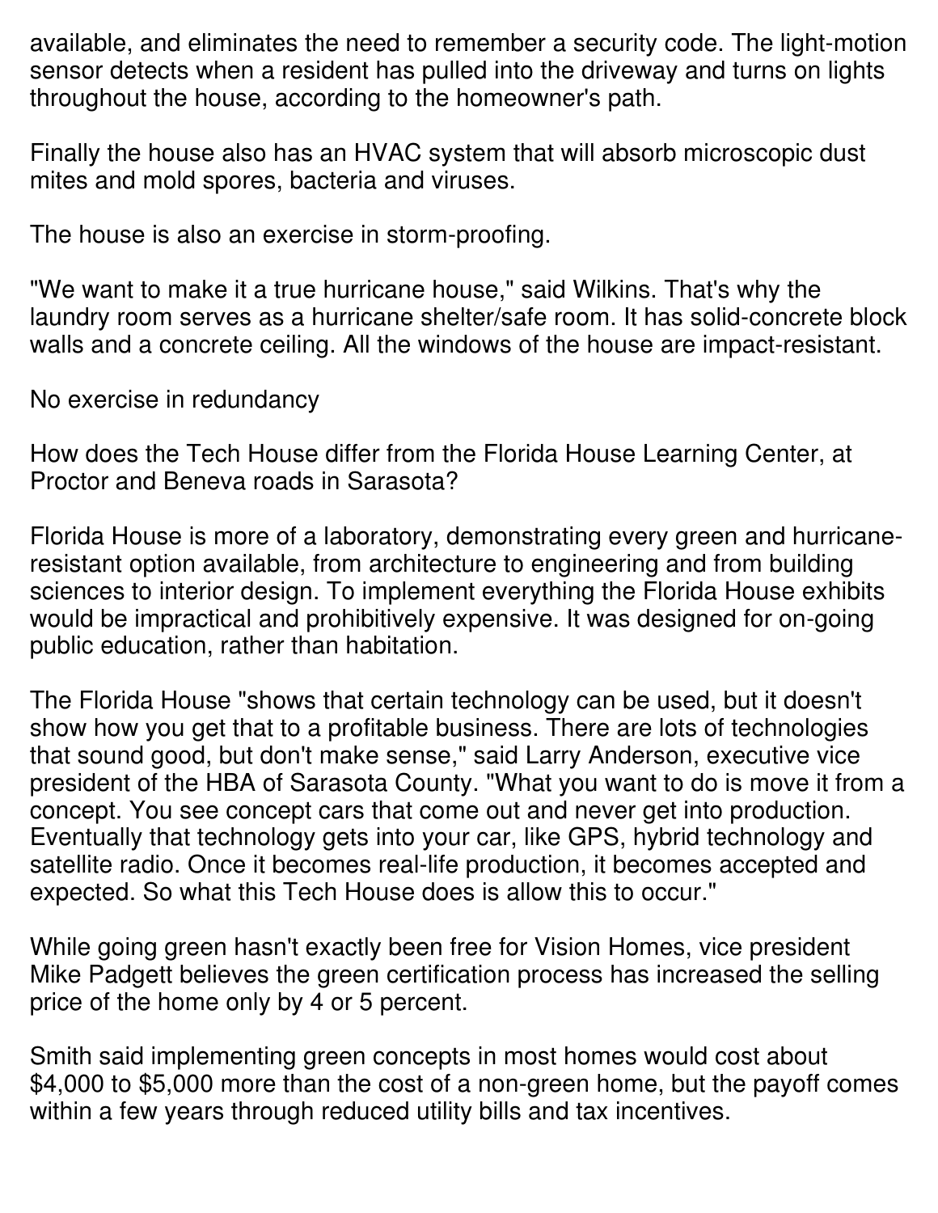available, and eliminates the need to remember a security code. The light-motion sensor detects when a resident has pulled into the driveway and turns on lights throughout the house, according to the homeowner's path.

Finally the house also has an HVAC system that will absorb microscopic dust mites and mold spores, bacteria and viruses.

The house is also an exercise in storm-proofing.

"We want to make it a true hurricane house," said Wilkins. That's why the laundry room serves as a hurricane shelter/safe room. It has solid-concrete block walls and a concrete ceiling. All the windows of the house are impact-resistant.

## No exercise in redundancy

How does the Tech House differ from the Florida House Learning Center, at Proctor and Beneva roads in Sarasota?

Florida House is more of a laboratory, demonstrating every green and hurricane-resistant option available, from architecture to engineering and from building sciences to interior design. To implement everything the Florida House exhibits would be impractical and prohibitively expensive. It was designed for on-going public education, rather than habitation.

The Florida House "shows that certain technology can be used, but it doesn't show how you get that to a profitable business. There are lots of technologies that sound good, but don't make sense," said Larry Anderson, executive vice president of the HBA of Sarasota County. "What you want to do is move it from a concept. You see concept cars that come out and never get into production. Eventually that technology gets into your car, like GPS, hybrid technology and satellite radio. Once it becomes real-life production, it becomes accepted and expected. So what this Tech House does is allow this to occur."

While going green hasn't exactly been free for Vision Homes, vice president Mike Padgett believes the green certification process has increased the selling price of the home only by 4 or 5 percent.

Smith said implementing green concepts in most homes would cost about $4,000 to $5,000 more than the cost of a non-green home, but the payoff comes within a few years through reduced utility bills and tax incentives.